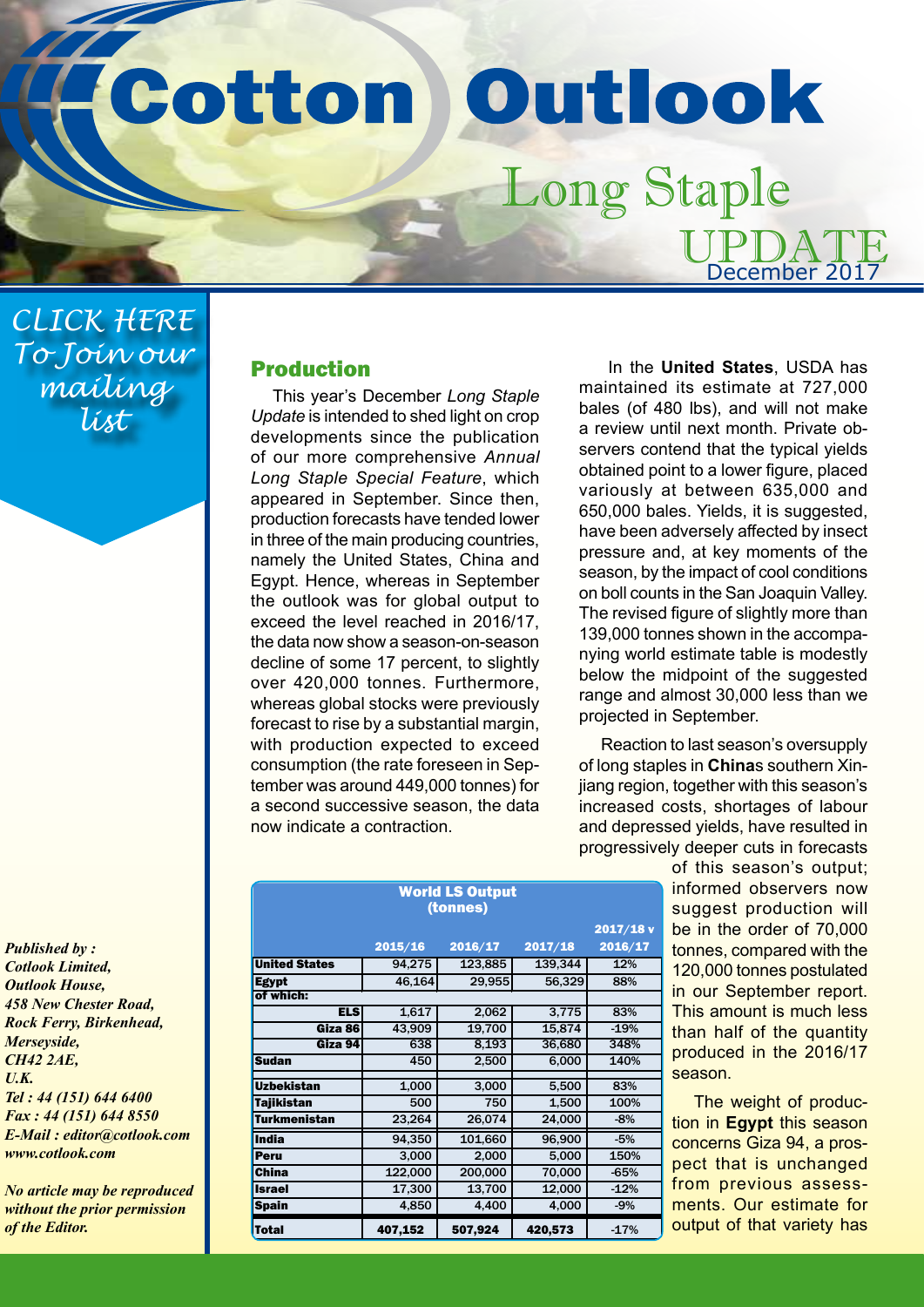# Cotton Outlook

## Long Staple UPDATE

December 2017

CLICK HERE To Join our mailing list

## Production

This year's December *Long Staple Update* is intended to shed light on crop developments since the publication of our more comprehensive *Annual Long Staple Special Feature*, which appeared in September. Since then, production forecasts have tended lower in three of the main producing countries, namely the United States, China and Egypt. Hence, whereas in September the outlook was for global output to exceed the level reached in 2016/17, the data now show a season-on-season decline of some 17 percent, to slightly over 420,000 tonnes. Furthermore, whereas global stocks were previously forecast to rise by a substantial margin, with production expected to exceed consumption (the rate foreseen in September was around 449,000 tonnes) for a second successive season, the data now indicate a contraction.

In the **United States**, USDA has maintained its estimate at 727,000 bales (of 480 lbs), and will not make a review until next month. Private observers contend that the typical yields obtained point to a lower figure, placed variously at between 635,000 and 650,000 bales. Yields, it is suggested, have been adversely affected by insect pressure and, at key moments of the season, by the impact of cool conditions on boll counts in the San Joaquin Valley. The revised figure of slightly more than 139,000 tonnes shown in the accompanying world estimate table is modestly below the midpoint of the suggested range and almost 30,000 less than we projected in September.

Reaction to last season's oversupply of long staples in **China**s southern Xinjiang region, together with this season's increased costs, shortages of labour and depressed yields, have resulted in progressively deeper cuts in forecasts of this season's output; informed observers now suggest production will be in the order of 70,000 tonnes, compared with the 120,000 tonnes postulated in our September report. This amount is much less than half of the quantity produced in the 2016/17 season.

The weight of production in **Egypt** this season concerns Giza 94, a prospect that is unchanged from previous assessments. Our estimate for output of that variety has

**World LS Output (tonnes)**

| | 2015/16 | 2016/17 | 2017/18 | 2017/18 v 2016/17 |
|---|---|---|---|---|
| **United States** | 94,275 | 123,885 | 139,344 | 12% |
| **Egypt** | 46,164 | 29,955 | 56,329 | 88% |
| **of which:** | | | | |
| ELS | 1,617 | 2,062 | 3,775 | 83% |
| Giza 86 | 43,909 | 19,700 | 15,874 | -19% |
| Giza 94 | 638 | 8,193 | 36,680 | 348% |
| **Sudan** | 450 | 2,500 | 6,000 | 140% |
| **Uzbekistan** | 1,000 | 3,000 | 5,500 | 83% |
| **Tajikistan** | 500 | 750 | 1,500 | 100% |
| **Turkmenistan** | 23,264 | 26,074 | 24,000 | -8% |
| **India** | 94,350 | 101,660 | 96,900 | -5% |
| **Peru** | 3,000 | 2,000 | 5,000 | 150% |
| **China** | 122,000 | 200,000 | 70,000 | -65% |
| **Israel** | 17,300 | 13,700 | 12,000 | -12% |
| **Spain** | 4,850 | 4,400 | 4,000 | -9% |
| **Total** | **407,152** | **507,924** | **420,573** | -17% |

*Published by :*
*Cotlook Limited,*
*Outlook House,*
*458 New Chester Road,*
*Rock Ferry, Birkenhead,*
*Merseyside,*
*CH42 2AE,*
*U.K.*
*Tel : 44 (151) 644 6400*
*Fax : 44 (151) 644 8550*
*E-Mail : editor@cotlook.com*
*www.cotlook.com*

*No article may be reproduced without the prior permission of the Editor.*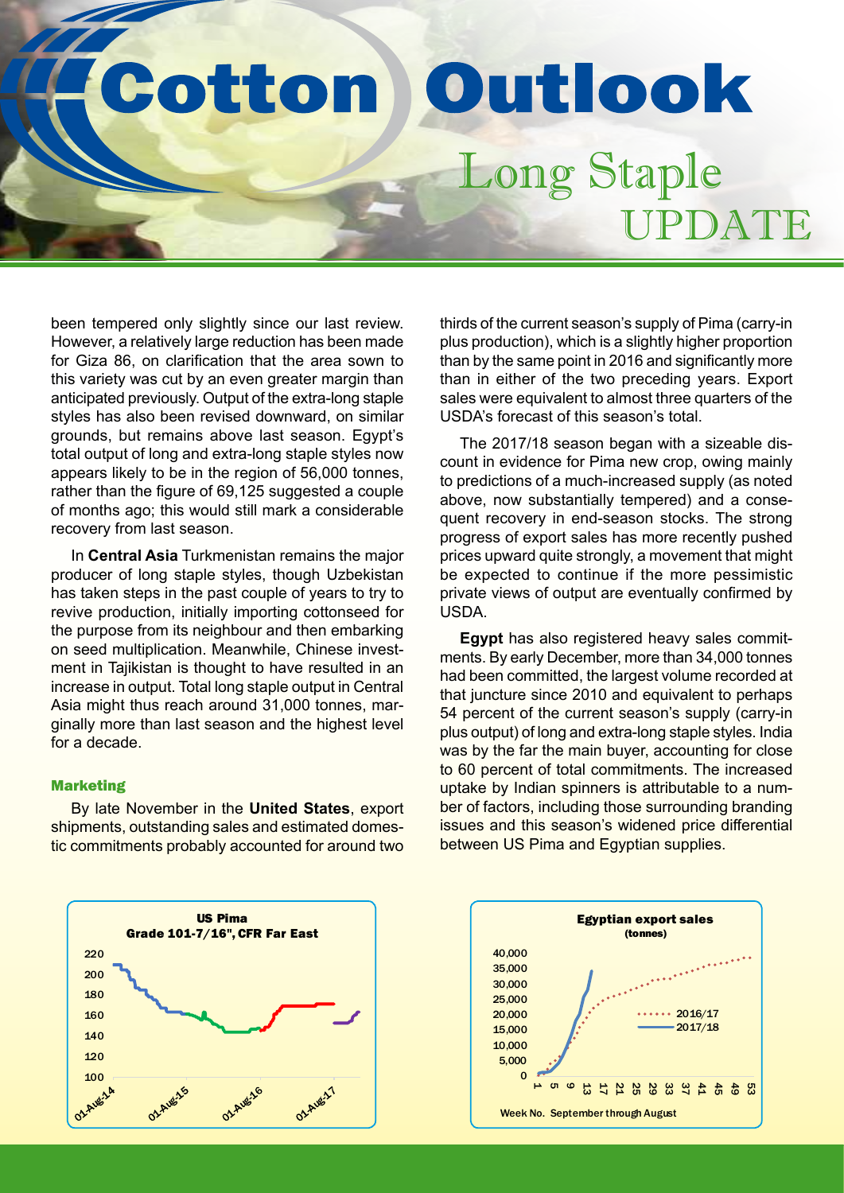# Cotton Outlook

## Long Staple UPDATE

been tempered only slightly since our last review. However, a relatively large reduction has been made for Giza 86, on clarification that the area sown to this variety was cut by an even greater margin than anticipated previously. Output of the extra-long staple styles has also been revised downward, on similar grounds, but remains above last season. Egypt's total output of long and extra-long staple styles now appears likely to be in the region of 56,000 tonnes, rather than the figure of 69,125 suggested a couple of months ago; this would still mark a considerable recovery from last season.

In **Central Asia** Turkmenistan remains the major producer of long staple styles, though Uzbekistan has taken steps in the past couple of years to try to revive production, initially importing cottonseed for the purpose from its neighbour and then embarking on seed multiplication. Meanwhile, Chinese investment in Tajikistan is thought to have resulted in an increase in output. Total long staple output in Central Asia might thus reach around 31,000 tonnes, marginally more than last season and the highest level for a decade.

### Marketing

By late November in the **United States**, export shipments, outstanding sales and estimated domestic commitments probably accounted for around two thirds of the current season's supply of Pima (carry-in plus production), which is a slightly higher proportion than by the same point in 2016 and significantly more than in either of the two preceding years. Export sales were equivalent to almost three quarters of the USDA's forecast of this season's total.

The 2017/18 season began with a sizeable discount in evidence for Pima new crop, owing mainly to predictions of a much-increased supply (as noted above, now substantially tempered) and a consequent recovery in end-season stocks. The strong progress of export sales has more recently pushed prices upward quite strongly, a movement that might be expected to continue if the more pessimistic private views of output are eventually confirmed by USDA.

**Egypt** has also registered heavy sales commitments. By early December, more than 34,000 tonnes had been committed, the largest volume recorded at that juncture since 2010 and equivalent to perhaps 54 percent of the current season's supply (carry-in plus output) of long and extra-long staple styles. India was by the far the main buyer, accounting for close to 60 percent of total commitments. The increased uptake by Indian spinners is attributable to a number of factors, including those surrounding branding issues and this season's widened price differential between US Pima and Egyptian supplies.

US Pima
Grade 101-7/16", CFR Far East

220
200
180
160
140
120
100

01-Aug-14
01-Aug-15
01-Aug-16
01-Aug-17

Egyptian export sales
(tonnes)

40,000
35,000
30,000
25,000
20,000
15,000
10,000
5,000
0

1 5 9 13 17 21 25 29 33 37 41 45 49 53

Week No. September through August

2016/17
2017/18